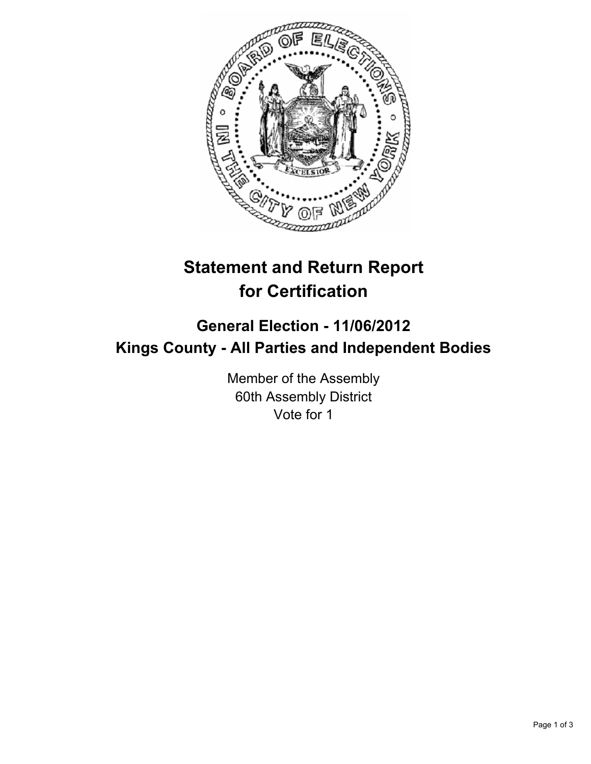# Statement and Return Report for Certification

## General Election - 11/06/2012
## Kings County - All Parties and Independent Bodies

Member of the Assembly
60th Assembly District
Vote for 1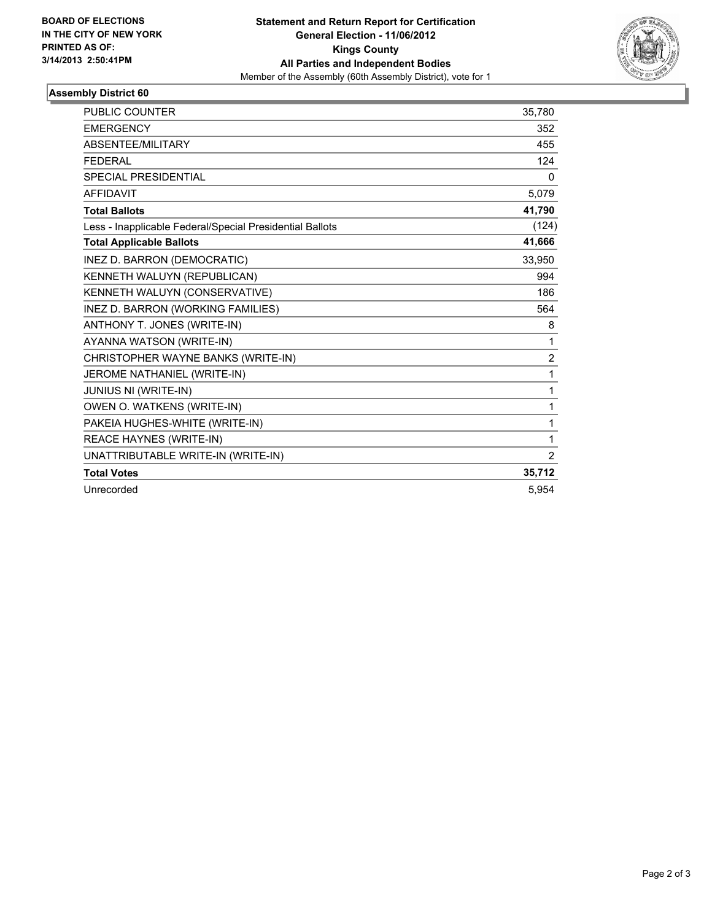**BOARD OF ELECTIONS IN THE CITY OF NEW YORK PRINTED AS OF: 3/14/2013 2:50:41PM**

**Statement and Return Report for Certification**
**General Election - 11/06/2012**
**Kings County**
**All Parties and Independent Bodies**
Member of the Assembly (60th Assembly District), vote for 1

## Assembly District 60

| | |
|---|---|
| PUBLIC COUNTER | 35,780 |
| EMERGENCY | 352 |
| ABSENTEE/MILITARY | 455 |
| FEDERAL | 124 |
| SPECIAL PRESIDENTIAL | 0 |
| AFFIDAVIT | 5,079 |
| **Total Ballots** | **41,790** |
| Less - Inapplicable Federal/Special Presidential Ballots | (124) |
| **Total Applicable Ballots** | **41,666** |
| INEZ D. BARRON (DEMOCRATIC) | 33,950 |
| KENNETH WALUYN (REPUBLICAN) | 994 |
| KENNETH WALUYN (CONSERVATIVE) | 186 |
| INEZ D. BARRON (WORKING FAMILIES) | 564 |
| ANTHONY T. JONES (WRITE-IN) | 8 |
| AYANNA WATSON (WRITE-IN) | 1 |
| CHRISTOPHER WAYNE BANKS (WRITE-IN) | 2 |
| JEROME NATHANIEL (WRITE-IN) | 1 |
| JUNIUS NI (WRITE-IN) | 1 |
| OWEN O. WATKENS (WRITE-IN) | 1 |
| PAKEIA HUGHES-WHITE (WRITE-IN) | 1 |
| REACE HAYNES (WRITE-IN) | 1 |
| UNATTRIBUTABLE WRITE-IN (WRITE-IN) | 2 |
| **Total Votes** | **35,712** |
| Unrecorded | 5,954 |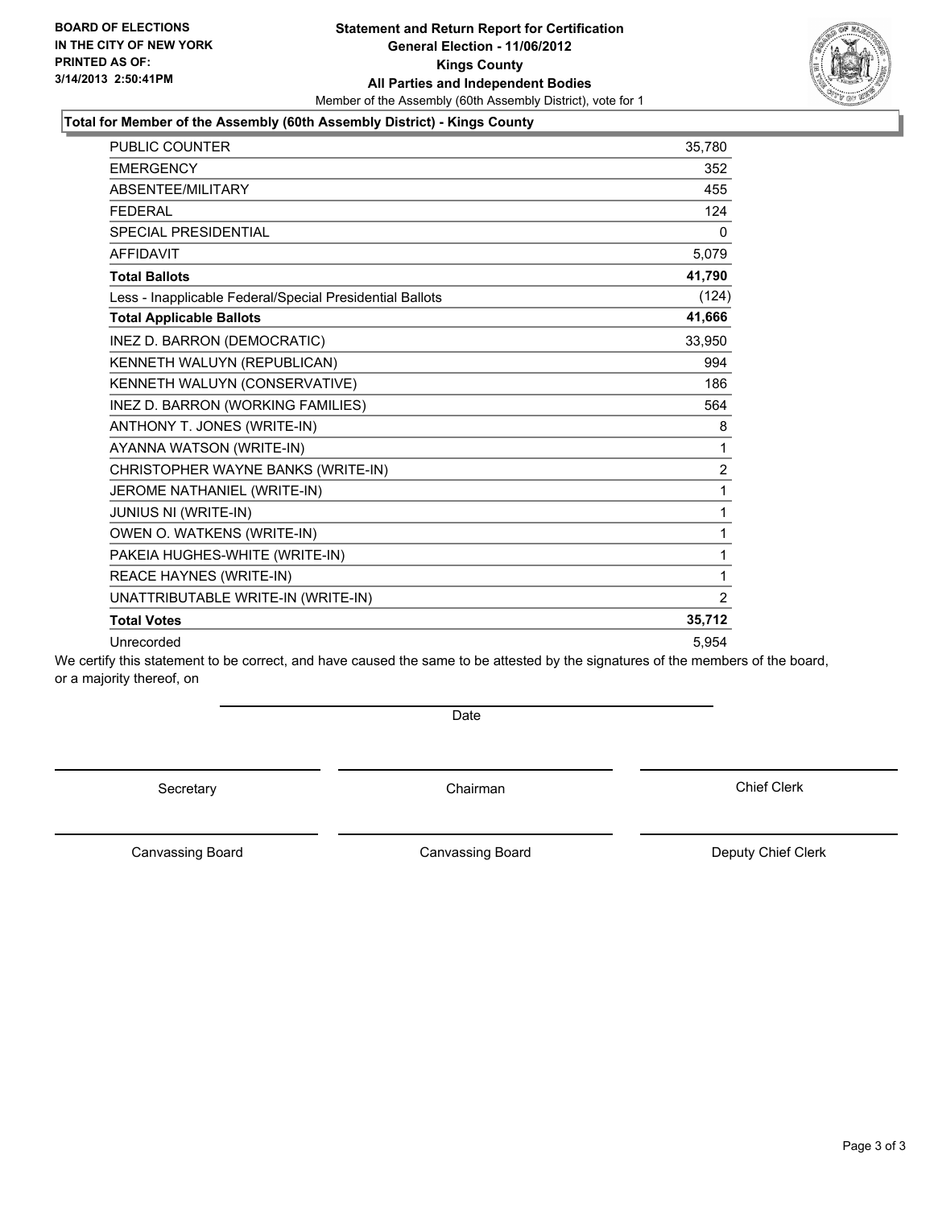**BOARD OF ELECTIONS IN THE CITY OF NEW YORK**
**PRINTED AS OF: 3/14/2013 2:50:41PM**

**Statement and Return Report for Certification**
**General Election - 11/06/2012**
**Kings County**
**All Parties and Independent Bodies**
Member of the Assembly (60th Assembly District), vote for 1

**Total for Member of the Assembly (60th Assembly District) - Kings County**

| | |
|---|---|
| PUBLIC COUNTER | 35,780 |
| EMERGENCY | 352 |
| ABSENTEE/MILITARY | 455 |
| FEDERAL | 124 |
| SPECIAL PRESIDENTIAL | 0 |
| AFFIDAVIT | 5,079 |
| **Total Ballots** | **41,790** |
| Less - Inapplicable Federal/Special Presidential Ballots | (124) |
| **Total Applicable Ballots** | **41,666** |
| INEZ D. BARRON (DEMOCRATIC) | 33,950 |
| KENNETH WALUYN (REPUBLICAN) | 994 |
| KENNETH WALUYN (CONSERVATIVE) | 186 |
| INEZ D. BARRON (WORKING FAMILIES) | 564 |
| ANTHONY T. JONES (WRITE-IN) | 8 |
| AYANNA WATSON (WRITE-IN) | 1 |
| CHRISTOPHER WAYNE BANKS (WRITE-IN) | 2 |
| JEROME NATHANIEL (WRITE-IN) | 1 |
| JUNIUS NI (WRITE-IN) | 1 |
| OWEN O. WATKENS (WRITE-IN) | 1 |
| PAKEIA HUGHES-WHITE (WRITE-IN) | 1 |
| REACE HAYNES (WRITE-IN) | 1 |
| UNATTRIBUTABLE WRITE-IN (WRITE-IN) | 2 |
| **Total Votes** | **35,712** |
| Unrecorded | 5,954 |

We certify this statement to be correct, and have caused the same to be attested by the signatures of the members of the board, or a majority thereof, on

Date

Secretary

Chairman

Chief Clerk

Canvassing Board

Canvassing Board

Deputy Chief Clerk